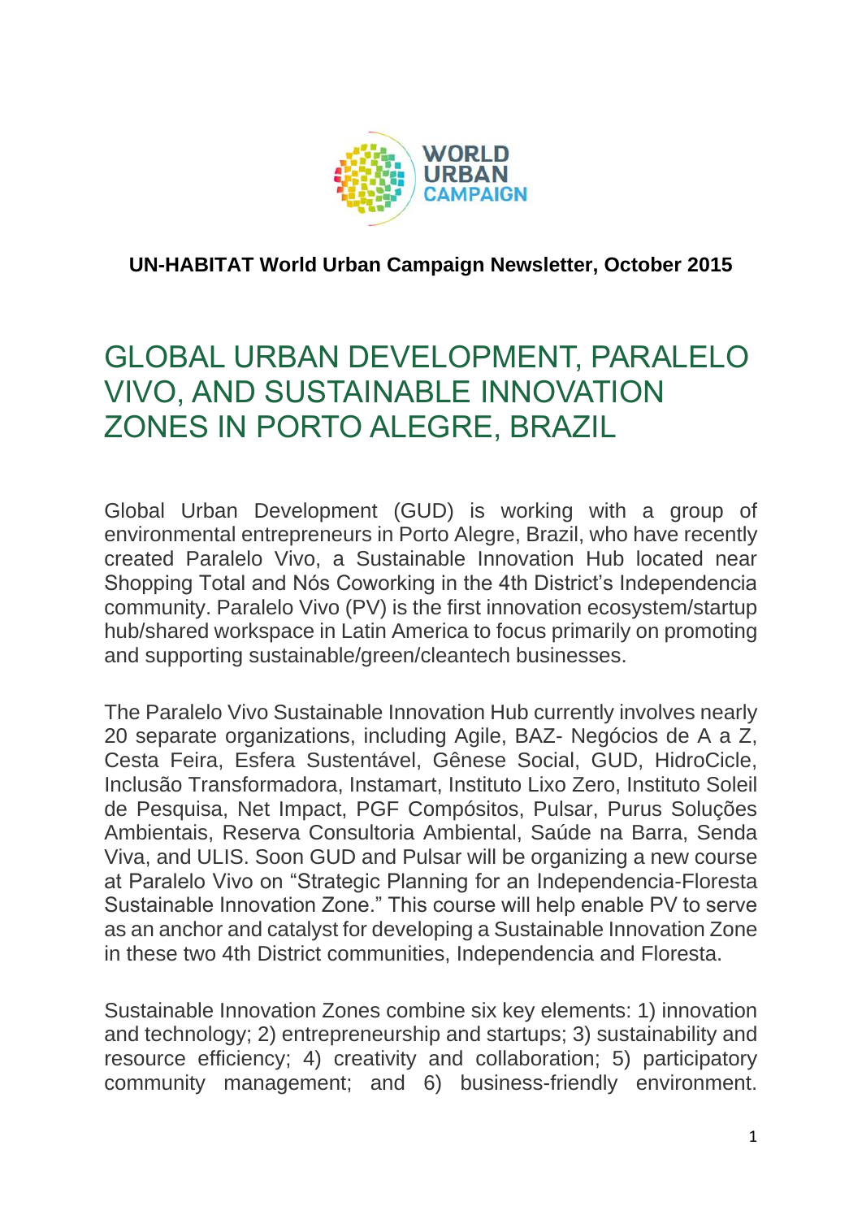**UN-HABITAT World Urban Campaign Newsletter, October 2015**

# GLOBAL URBAN DEVELOPMENT, PARALELO VIVO, AND SUSTAINABLE INNOVATION ZONES IN PORTO ALEGRE, BRAZIL

Global Urban Development (GUD) is working with a group of environmental entrepreneurs in Porto Alegre, Brazil, who have recently created Paralelo Vivo, a Sustainable Innovation Hub located near Shopping Total and Nós Coworking in the 4th District's Independencia community. Paralelo Vivo (PV) is the first innovation ecosystem/startup hub/shared workspace in Latin America to focus primarily on promoting and supporting sustainable/green/cleantech businesses.

The Paralelo Vivo Sustainable Innovation Hub currently involves nearly 20 separate organizations, including Agile, BAZ- Negócios de A a Z, Cesta Feira, Esfera Sustentável, Gênese Social, GUD, HidroCicle, Inclusão Transformadora, Instamart, Instituto Lixo Zero, Instituto Soleil de Pesquisa, Net Impact, PGF Compósitos, Pulsar, Purus Soluções Ambientais, Reserva Consultoria Ambiental, Saúde na Barra, Senda Viva, and ULIS. Soon GUD and Pulsar will be organizing a new course at Paralelo Vivo on "Strategic Planning for an Independencia-Floresta Sustainable Innovation Zone." This course will help enable PV to serve as an anchor and catalyst for developing a Sustainable Innovation Zone in these two 4th District communities, Independencia and Floresta.

Sustainable Innovation Zones combine six key elements: 1) innovation and technology; 2) entrepreneurship and startups; 3) sustainability and resource efficiency; 4) creativity and collaboration; 5) participatory community management; and 6) business-friendly environment.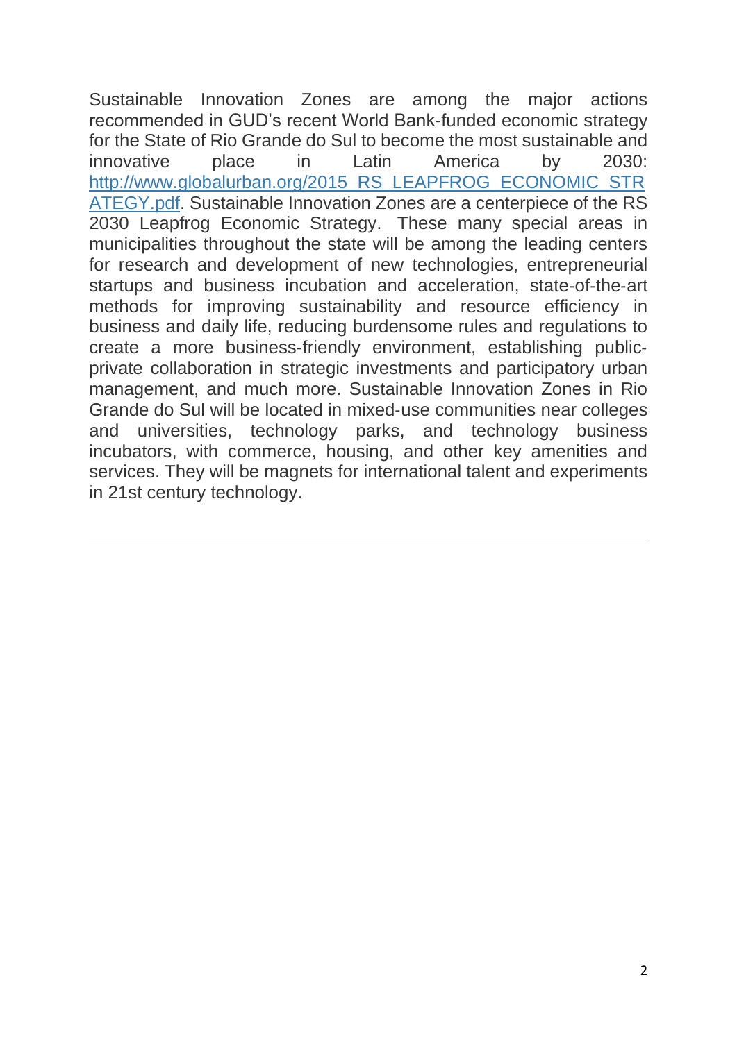Sustainable Innovation Zones are among the major actions recommended in GUD's recent World Bank-funded economic strategy for the State of Rio Grande do Sul to become the most sustainable and innovative place in Latin America by 2030: [http://www.globalurban.org/2015_RS_LEAPFROG_ECONOMIC_STRATEGY.pdf](http://www.globalurban.org/2015_RS_LEAPFROG_ECONOMIC_STRATEGY.pdf). Sustainable Innovation Zones are a centerpiece of the RS 2030 Leapfrog Economic Strategy. These many special areas in municipalities throughout the state will be among the leading centers for research and development of new technologies, entrepreneurial startups and business incubation and acceleration, state-of-the-art methods for improving sustainability and resource efficiency in business and daily life, reducing burdensome rules and regulations to create a more business-friendly environment, establishing public-private collaboration in strategic investments and participatory urban management, and much more. Sustainable Innovation Zones in Rio Grande do Sul will be located in mixed-use communities near colleges and universities, technology parks, and technology business incubators, with commerce, housing, and other key amenities and services. They will be magnets for international talent and experiments in 21st century technology.

---